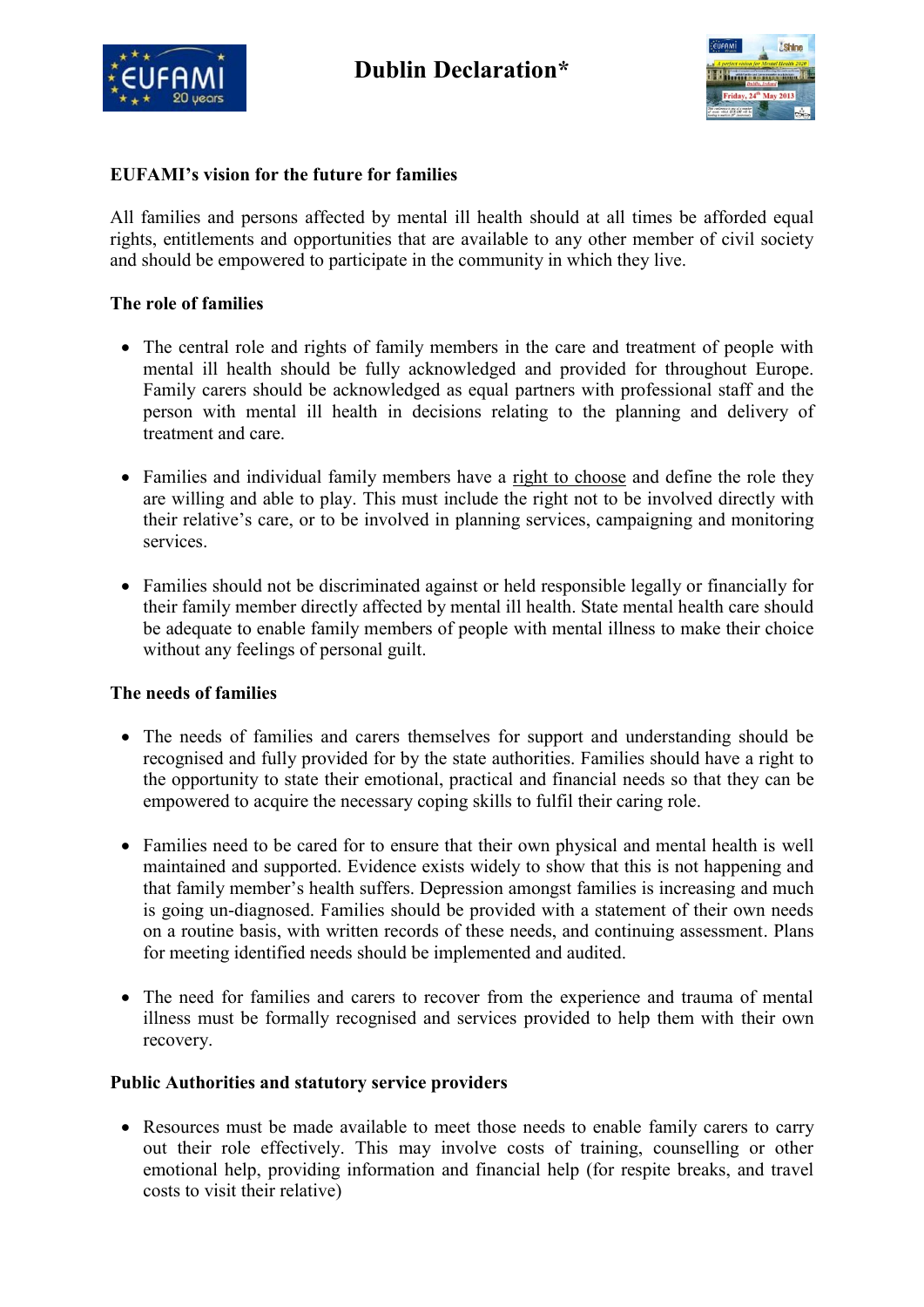# Dublin Declaration*

## EUFAMI's vision for the future for families

All families and persons affected by mental ill health should at all times be afforded equal rights, entitlements and opportunities that are available to any other member of civil society and should be empowered to participate in the community in which they live.

## The role of families

- The central role and rights of family members in the care and treatment of people with mental ill health should be fully acknowledged and provided for throughout Europe. Family carers should be acknowledged as equal partners with professional staff and the person with mental ill health in decisions relating to the planning and delivery of treatment and care.
- Families and individual family members have a right to choose and define the role they are willing and able to play. This must include the right not to be involved directly with their relative's care, or to be involved in planning services, campaigning and monitoring services.
- Families should not be discriminated against or held responsible legally or financially for their family member directly affected by mental ill health. State mental health care should be adequate to enable family members of people with mental illness to make their choice without any feelings of personal guilt.

## The needs of families

- The needs of families and carers themselves for support and understanding should be recognised and fully provided for by the state authorities. Families should have a right to the opportunity to state their emotional, practical and financial needs so that they can be empowered to acquire the necessary coping skills to fulfil their caring role.
- Families need to be cared for to ensure that their own physical and mental health is well maintained and supported. Evidence exists widely to show that this is not happening and that family member's health suffers. Depression amongst families is increasing and much is going un-diagnosed. Families should be provided with a statement of their own needs on a routine basis, with written records of these needs, and continuing assessment. Plans for meeting identified needs should be implemented and audited.
- The need for families and carers to recover from the experience and trauma of mental illness must be formally recognised and services provided to help them with their own recovery.

## Public Authorities and statutory service providers

- Resources must be made available to meet those needs to enable family carers to carry out their role effectively. This may involve costs of training, counselling or other emotional help, providing information and financial help (for respite breaks, and travel costs to visit their relative)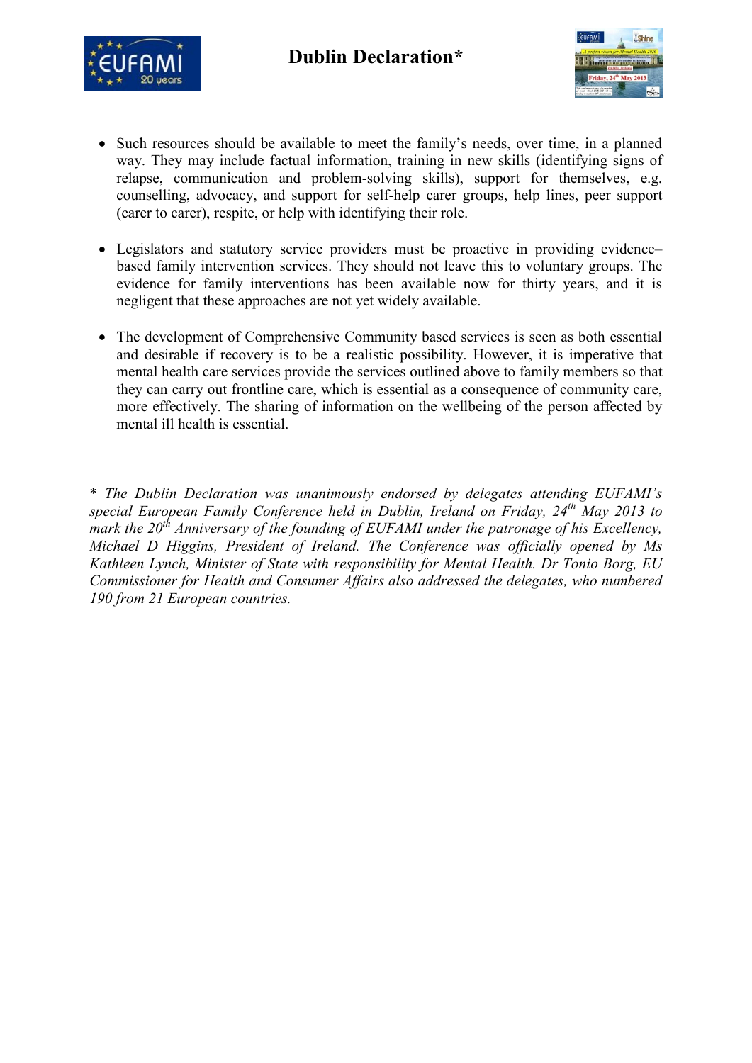- Such resources should be available to meet the family's needs, over time, in a planned way. They may include factual information, training in new skills (identifying signs of relapse, communication and problem-solving skills), support for themselves, e.g. counselling, advocacy, and support for self-help carer groups, help lines, peer support (carer to carer), respite, or help with identifying their role.

- Legislators and statutory service providers must be proactive in providing evidence–based family intervention services. They should not leave this to voluntary groups. The evidence for family interventions has been available now for thirty years, and it is negligent that these approaches are not yet widely available.

- The development of Comprehensive Community based services is seen as both essential and desirable if recovery is to be a realistic possibility. However, it is imperative that mental health care services provide the services outlined above to family members so that they can carry out frontline care, which is essential as a consequence of community care, more effectively. The sharing of information on the wellbeing of the person affected by mental ill health is essential.

*\* The Dublin Declaration was unanimously endorsed by delegates attending EUFAMI's special European Family Conference held in Dublin, Ireland on Friday, 24th May 2013 to mark the 20th Anniversary of the founding of EUFAMI under the patronage of his Excellency, Michael D Higgins, President of Ireland. The Conference was officially opened by Ms Kathleen Lynch, Minister of State with responsibility for Mental Health. Dr Tonio Borg, EU Commissioner for Health and Consumer Affairs also addressed the delegates, who numbered 190 from 21 European countries.*